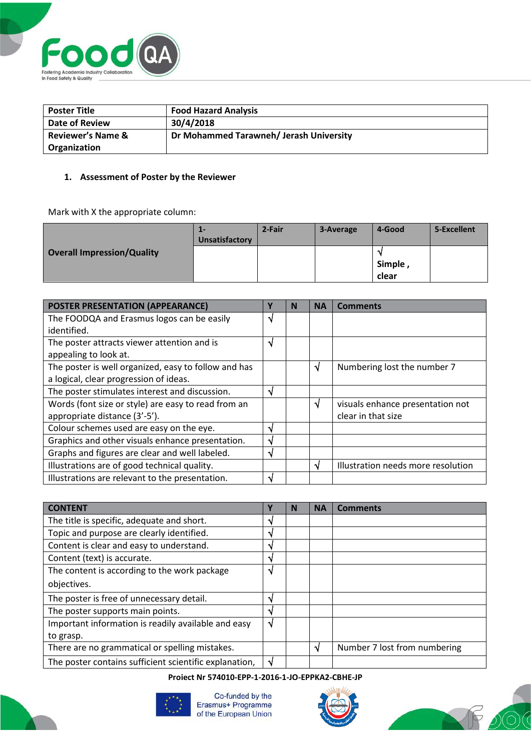| Poster Title | Food Hazard Analysis |
|---|---|
| Date of Review | 30/4/2018 |
| Reviewer's Name & Organization | Dr Mohammed Tarawneh/ Jerash University |

1. **Assessment of Poster by the Reviewer**

Mark with X the appropriate column:

| | 1-Unsatisfactory | 2-Fair | 3-Average | 4-Good | 5-Excellent |
|---|---|---|---|---|---|
| **Overall Impression/Quality** | | | | √ Simple , clear | |

| POSTER PRESENTATION (APPEARANCE) | Y | N | NA | Comments |
|---|---|---|---|---|
| The FOODQA and Erasmus logos can be easily identified. | √ | | | |
| The poster attracts viewer attention and is appealing to look at. | √ | | | |
| The poster is well organized, easy to follow and has a logical, clear progression of ideas. | | | √ | Numbering lost the number 7 |
| The poster stimulates interest and discussion. | √ | | | |
| Words (font size or style) are easy to read from an appropriate distance (3'-5'). | | | √ | visuals enhance presentation not clear in that size |
| Colour schemes used are easy on the eye. | √ | | | |
| Graphics and other visuals enhance presentation. | √ | | | |
| Graphs and figures are clear and well labeled. | √ | | | |
| Illustrations are of good technical quality. | | | √ | Illustration needs more resolution |
| Illustrations are relevant to the presentation. | √ | | | |

| CONTENT | Y | N | NA | Comments |
|---|---|---|---|---|
| The title is specific, adequate and short. | √ | | | |
| Topic and purpose are clearly identified. | √ | | | |
| Content is clear and easy to understand. | √ | | | |
| Content (text) is accurate. | √ | | | |
| The content is according to the work package objectives. | √ | | | |
| The poster is free of unnecessary detail. | √ | | | |
| The poster supports main points. | √ | | | |
| Important information is readily available and easy to grasp. | √ | | | |
| There are no grammatical or spelling mistakes. | | | √ | Number 7 lost from numbering |
| The poster contains sufficient scientific explanation, | √ | | | |

**Project Nr 574010-EPP-1-2016-1-JO-EPPKA2-CBHE-JP**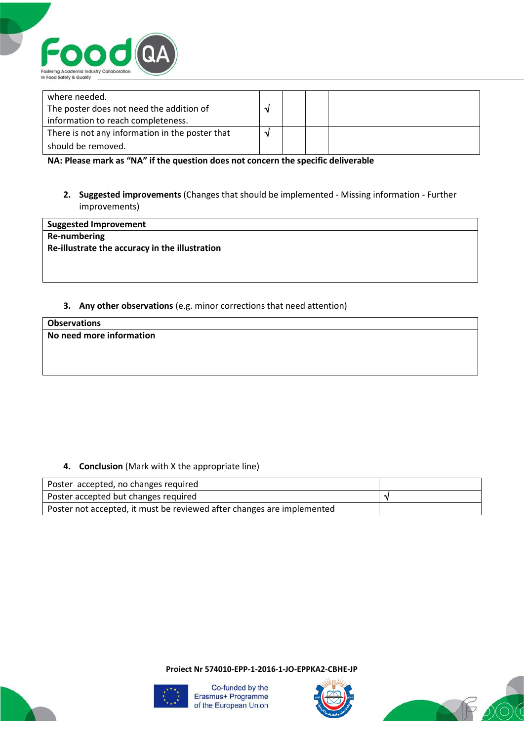| | | | | |
|---|---|---|---|---|
| where needed. | | | | |
| The poster does not need the addition of information to reach completeness. | √ | | | |
| There is not any information in the poster that should be removed. | √ | | | |

**NA: Please mark as "NA" if the question does not concern the specific deliverable**

2. **Suggested improvements** (Changes that should be implemented - Missing information - Further improvements)

| Suggested Improvement |
|---|
| **Re-numbering**<br>**Re-illustrate the accuracy in the illustration** |

3. **Any other observations** (e.g. minor corrections that need attention)

| Observations |
|---|
| **No need more information** |

4. **Conclusion** (Mark with X the appropriate line)

| | |
|---|---|
| Poster accepted, no changes required | |
| Poster accepted but changes required | √ |
| Poster not accepted, it must be reviewed after changes are implemented | |

**Project Nr 574010-EPP-1-2016-1-JO-EPPKA2-CBHE-JP**

Co-funded by the Erasmus+ Programme of the European Union